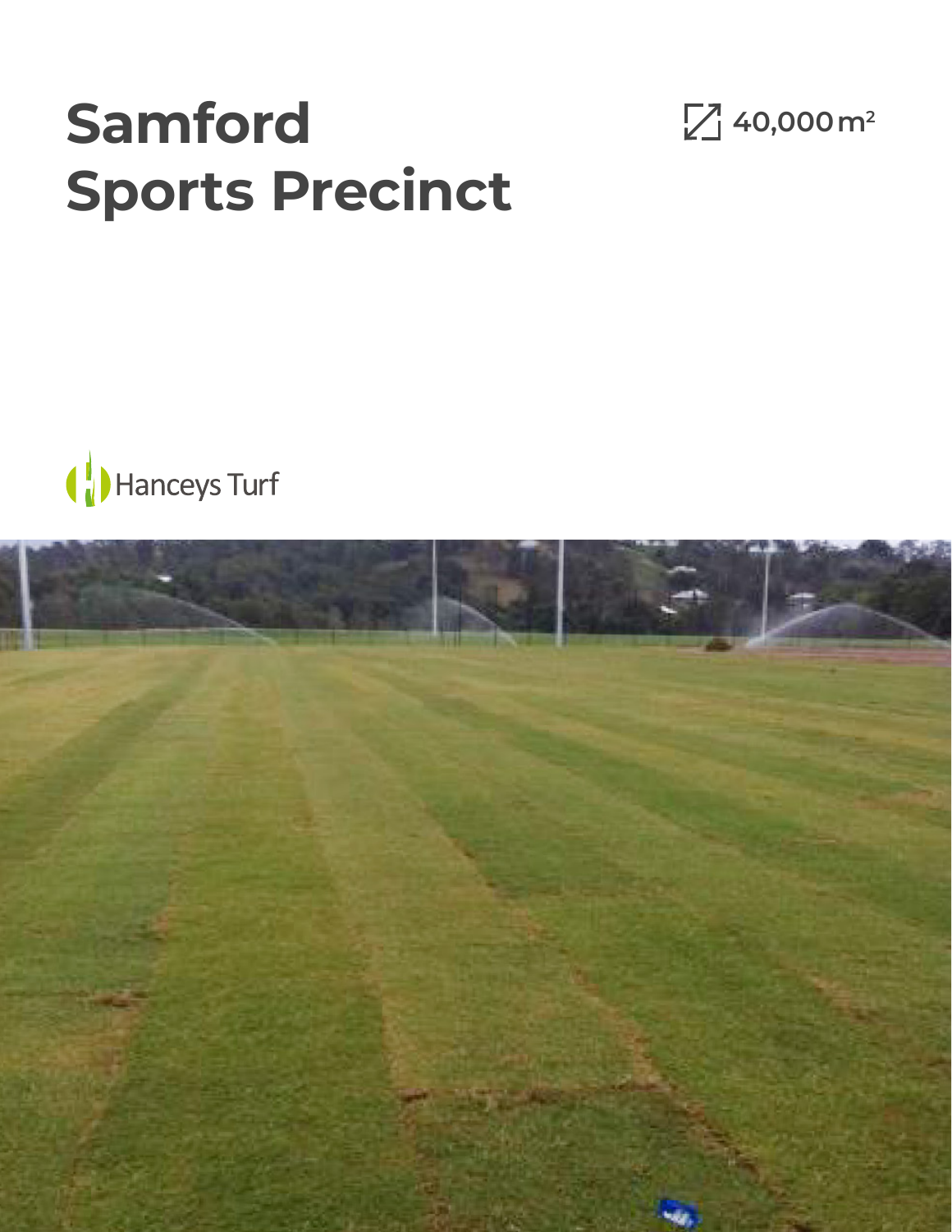# Samford Sports Precinct

40,000 $m^2$

Hanceys Turf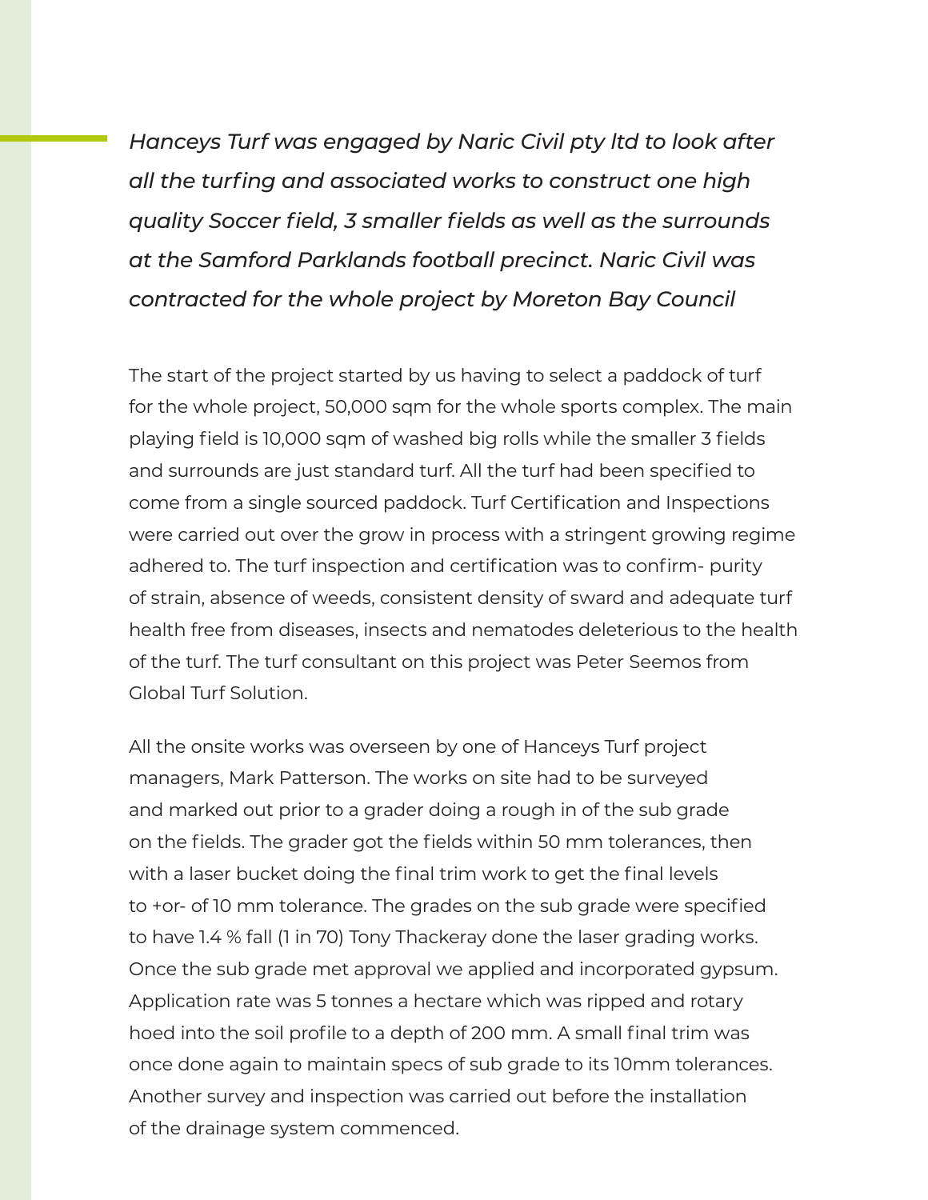*Hanceys Turf was engaged by Naric Civil pty ltd to look after all the turfing and associated works to construct one high quality Soccer field, 3 smaller fields as well as the surrounds at the Samford Parklands football precinct. Naric Civil was contracted for the whole project by Moreton Bay Council*

The start of the project started by us having to select a paddock of turf for the whole project, 50,000 sqm for the whole sports complex. The main playing field is 10,000 sqm of washed big rolls while the smaller 3 fields and surrounds are just standard turf. All the turf had been specified to come from a single sourced paddock. Turf Certification and Inspections were carried out over the grow in process with a stringent growing regime adhered to. The turf inspection and certification was to confirm- purity of strain, absence of weeds, consistent density of sward and adequate turf health free from diseases, insects and nematodes deleterious to the health of the turf. The turf consultant on this project was Peter Seemos from Global Turf Solution.

All the onsite works was overseen by one of Hanceys Turf project managers, Mark Patterson. The works on site had to be surveyed and marked out prior to a grader doing a rough in of the sub grade on the fields. The grader got the fields within 50 mm tolerances, then with a laser bucket doing the final trim work to get the final levels to +or- of 10 mm tolerance. The grades on the sub grade were specified to have 1.4 % fall (1 in 70) Tony Thackeray done the laser grading works. Once the sub grade met approval we applied and incorporated gypsum. Application rate was 5 tonnes a hectare which was ripped and rotary hoed into the soil profile to a depth of 200 mm. A small final trim was once done again to maintain specs of sub grade to its 10mm tolerances. Another survey and inspection was carried out before the installation of the drainage system commenced.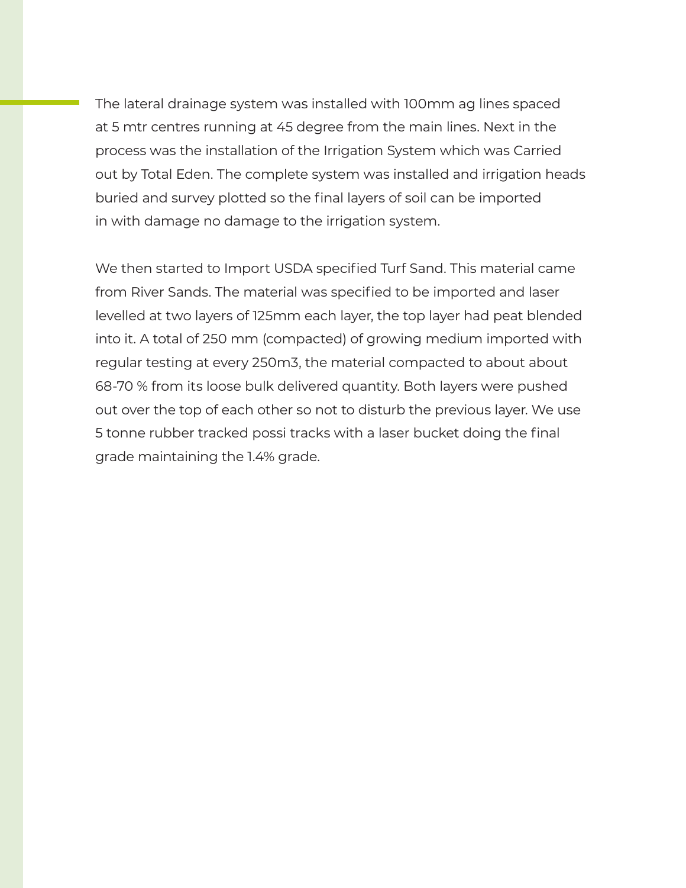The lateral drainage system was installed with 100mm ag lines spaced at 5 mtr centres running at 45 degree from the main lines. Next in the process was the installation of the Irrigation System which was Carried out by Total Eden. The complete system was installed and irrigation heads buried and survey plotted so the final layers of soil can be imported in with damage no damage to the irrigation system.

We then started to Import USDA specified Turf Sand. This material came from River Sands. The material was specified to be imported and laser levelled at two layers of 125mm each layer, the top layer had peat blended into it. A total of 250 mm (compacted) of growing medium imported with regular testing at every 250m3, the material compacted to about about 68-70 % from its loose bulk delivered quantity. Both layers were pushed out over the top of each other so not to disturb the previous layer. We use 5 tonne rubber tracked possi tracks with a laser bucket doing the final grade maintaining the 1.4% grade.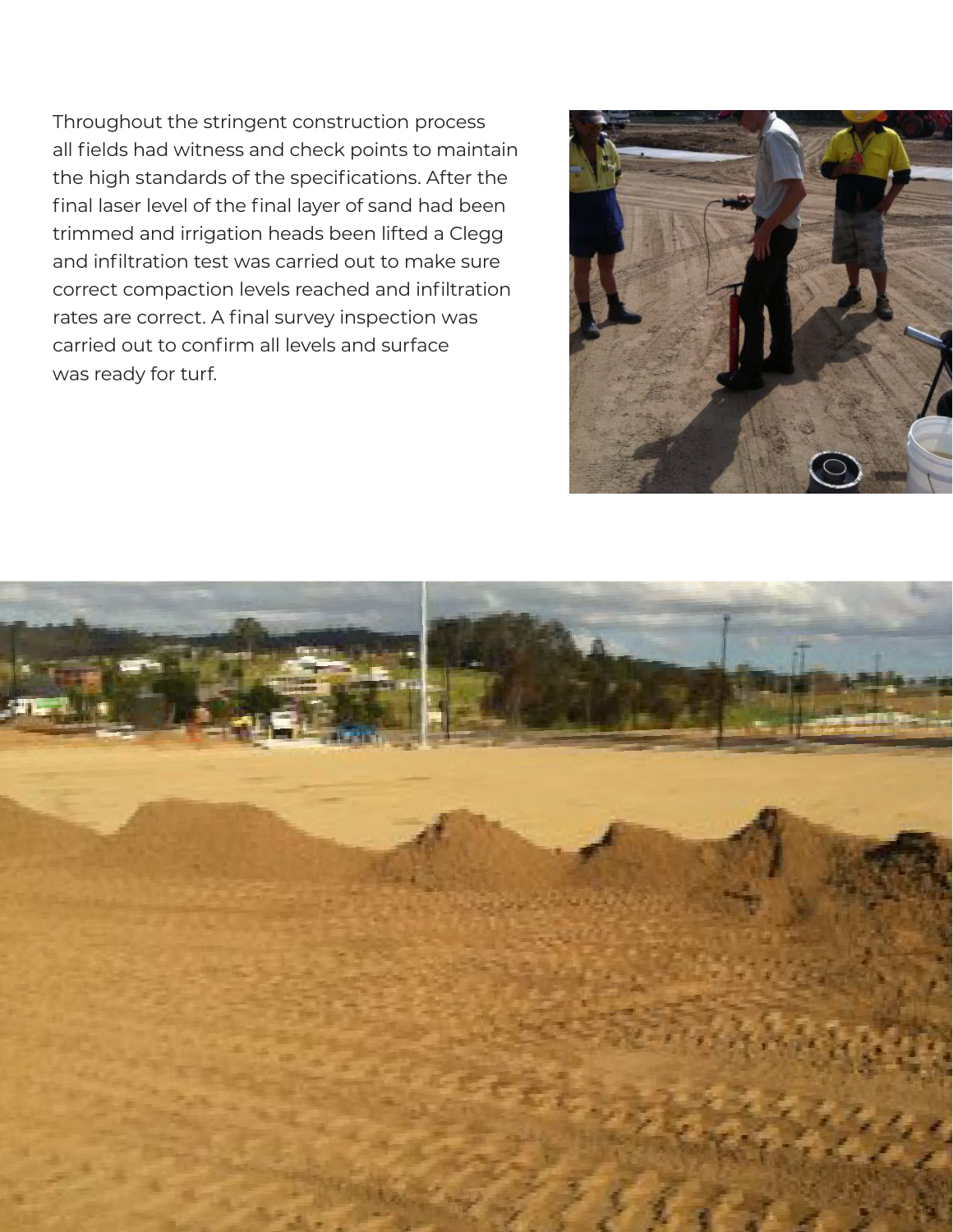Throughout the stringent construction process all fields had witness and check points to maintain the high standards of the specifications. After the final laser level of the final layer of sand had been trimmed and irrigation heads been lifted a Clegg and infiltration test was carried out to make sure correct compaction levels reached and infiltration rates are correct. A final survey inspection was carried out to confirm all levels and surface was ready for turf.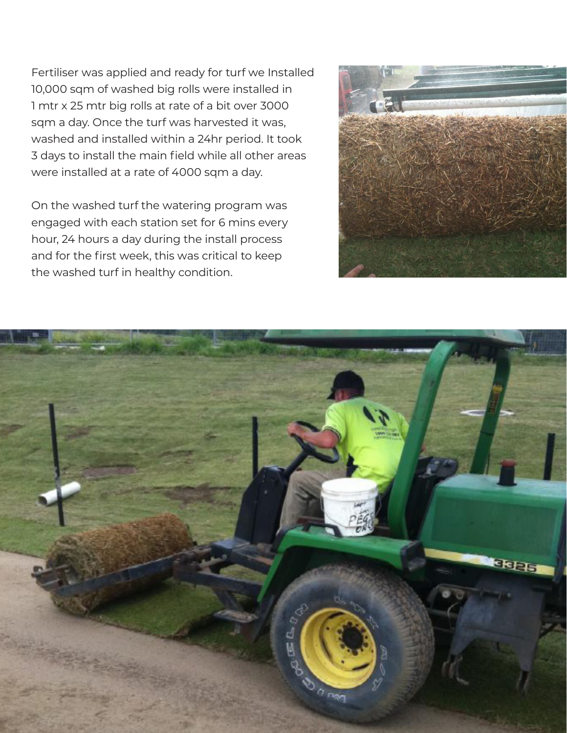Fertiliser was applied and ready for turf we Installed 10,000 sqm of washed big rolls were installed in 1 mtr x 25 mtr big rolls at rate of a bit over 3000 sqm a day. Once the turf was harvested it was, washed and installed within a 24hr period. It took 3 days to install the main field while all other areas were installed at a rate of 4000 sqm a day.

On the washed turf the watering program was engaged with each station set for 6 mins every hour, 24 hours a day during the install process and for the first week, this was critical to keep the washed turf in healthy condition.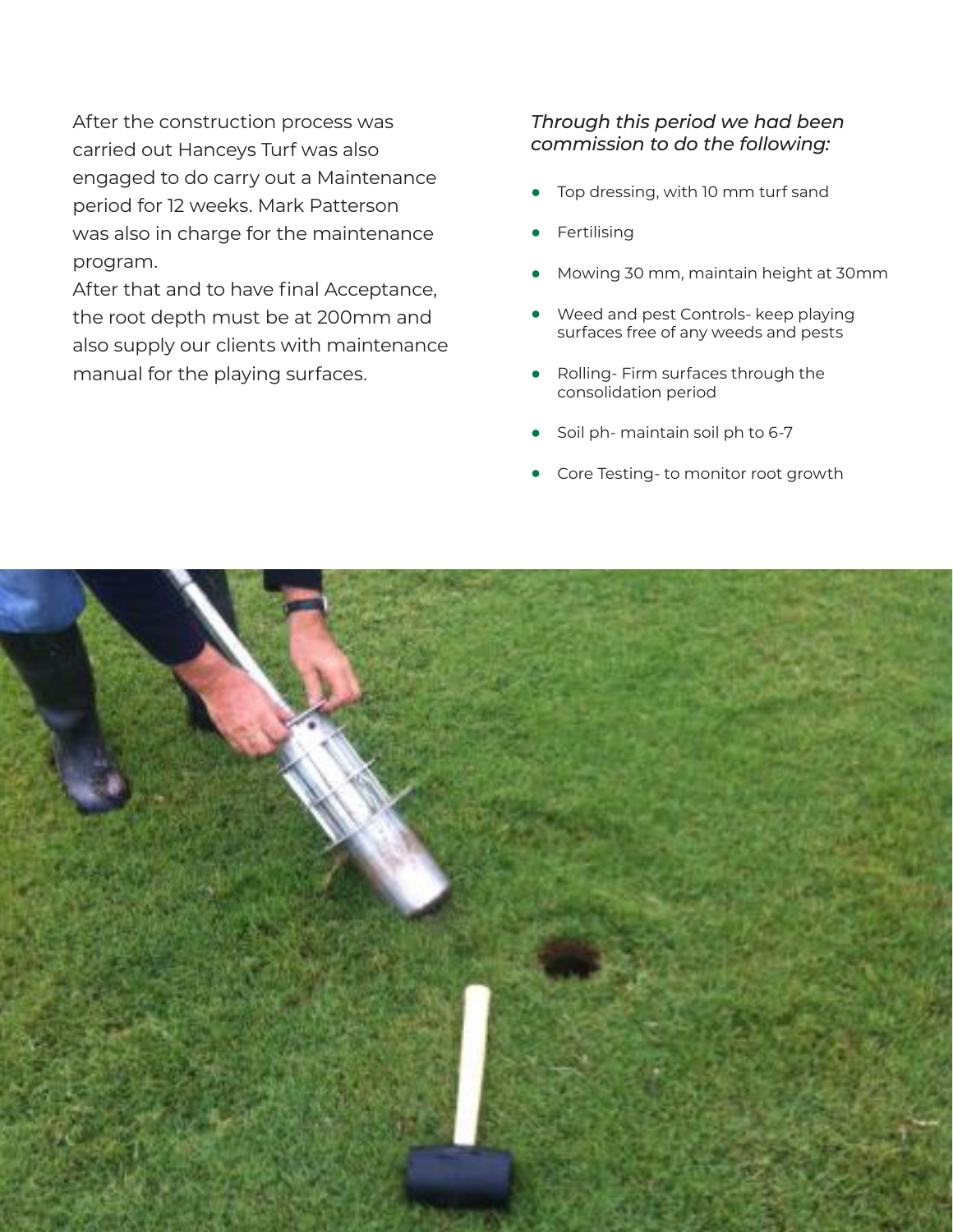After the construction process was carried out Hanceys Turf was also engaged to do carry out a Maintenance period for 12 weeks. Mark Patterson was also in charge for the maintenance program.

After that and to have final Acceptance, the root depth must be at 200mm and also supply our clients with maintenance manual for the playing surfaces.

*Through this period we had been commission to do the following:*

- Top dressing, with 10 mm turf sand
- Fertilising
- Mowing 30 mm, maintain height at 30mm
- Weed and pest Controls- keep playing surfaces free of any weeds and pests
- Rolling- Firm surfaces through the consolidation period
- Soil ph- maintain soil ph to 6-7
- Core Testing- to monitor root growth